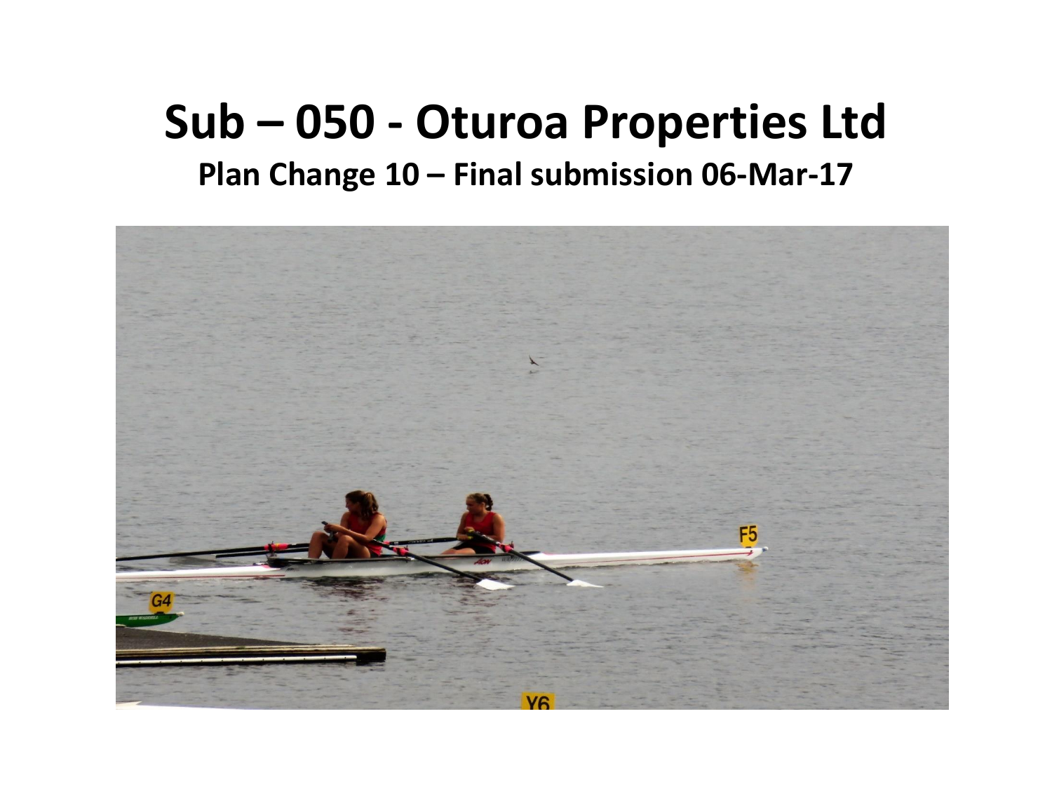# Sub – 050 - Oturoa Properties Ltd

## Plan Change 10 – Final submission 06-Mar-17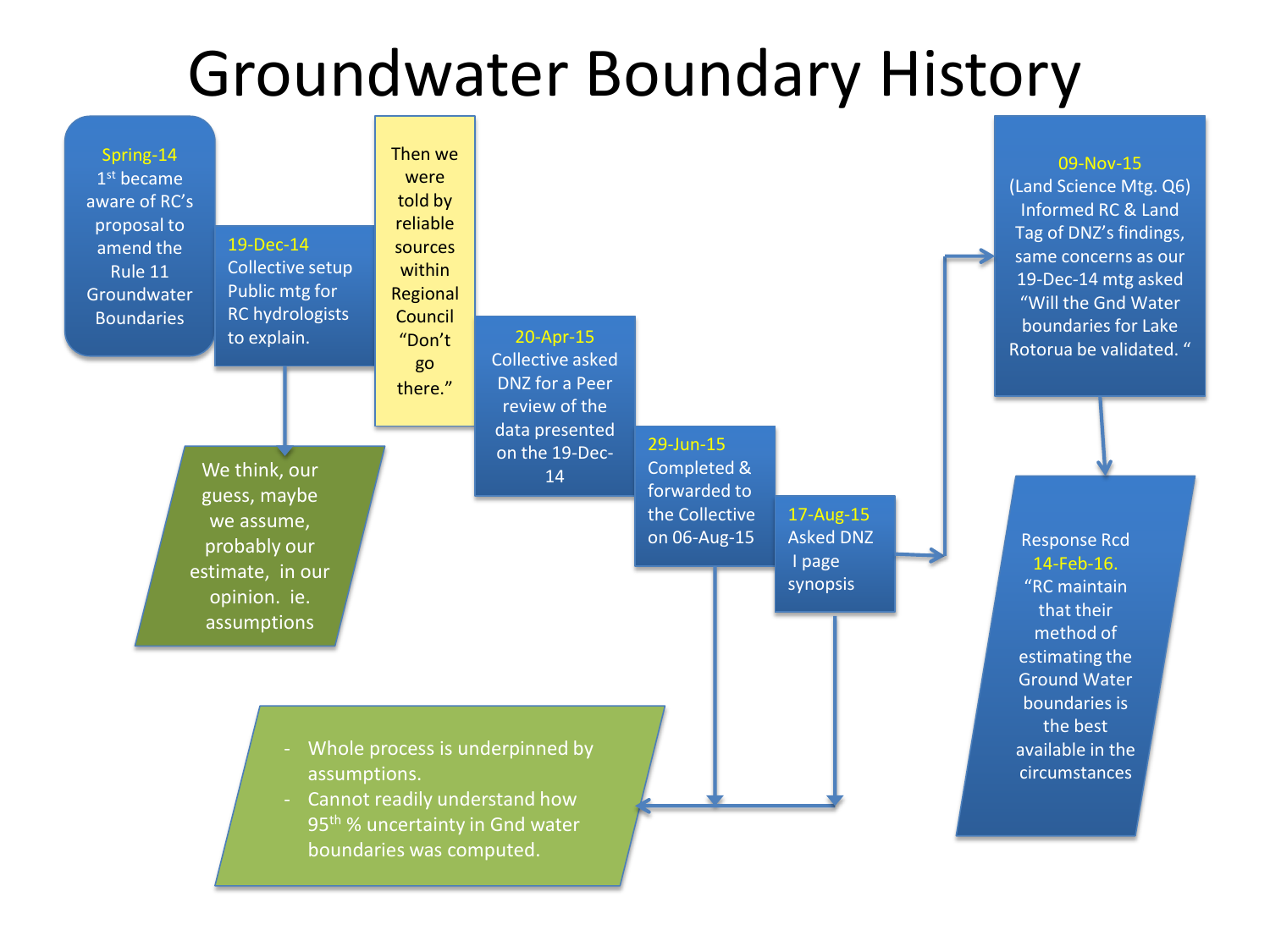# Groundwater Boundary History

**Spring-14**
1st became aware of RC's proposal to amend the Rule 11 Groundwater Boundaries

**19-Dec-14**
Collective setup Public mtg for RC hydrologists to explain.

We think, our guess, maybe we assume, probably our estimate, in our opinion. ie. assumptions

Then we were told by reliable sources within Regional Council "Don't go there."

**20-Apr-15**
Collective asked DNZ for a Peer review of the data presented on the 19-Dec-14

**29-Jun-15**
Completed & forwarded to the Collective on 06-Aug-15

**17-Aug-15**
Asked DNZ I page synopsis

- Whole process is underpinned by assumptions.
- Cannot readily understand how 95th % uncertainty in Gnd water boundaries was computed.

**09-Nov-15**
(Land Science Mtg. Q6) Informed RC & Land Tag of DNZ's findings, same concerns as our 19-Dec-14 mtg asked "Will the Gnd Water boundaries for Lake Rotorua be validated."

Response Rcd **14-Feb-16.**
"RC maintain that their method of estimating the Ground Water boundaries is the best available in the circumstances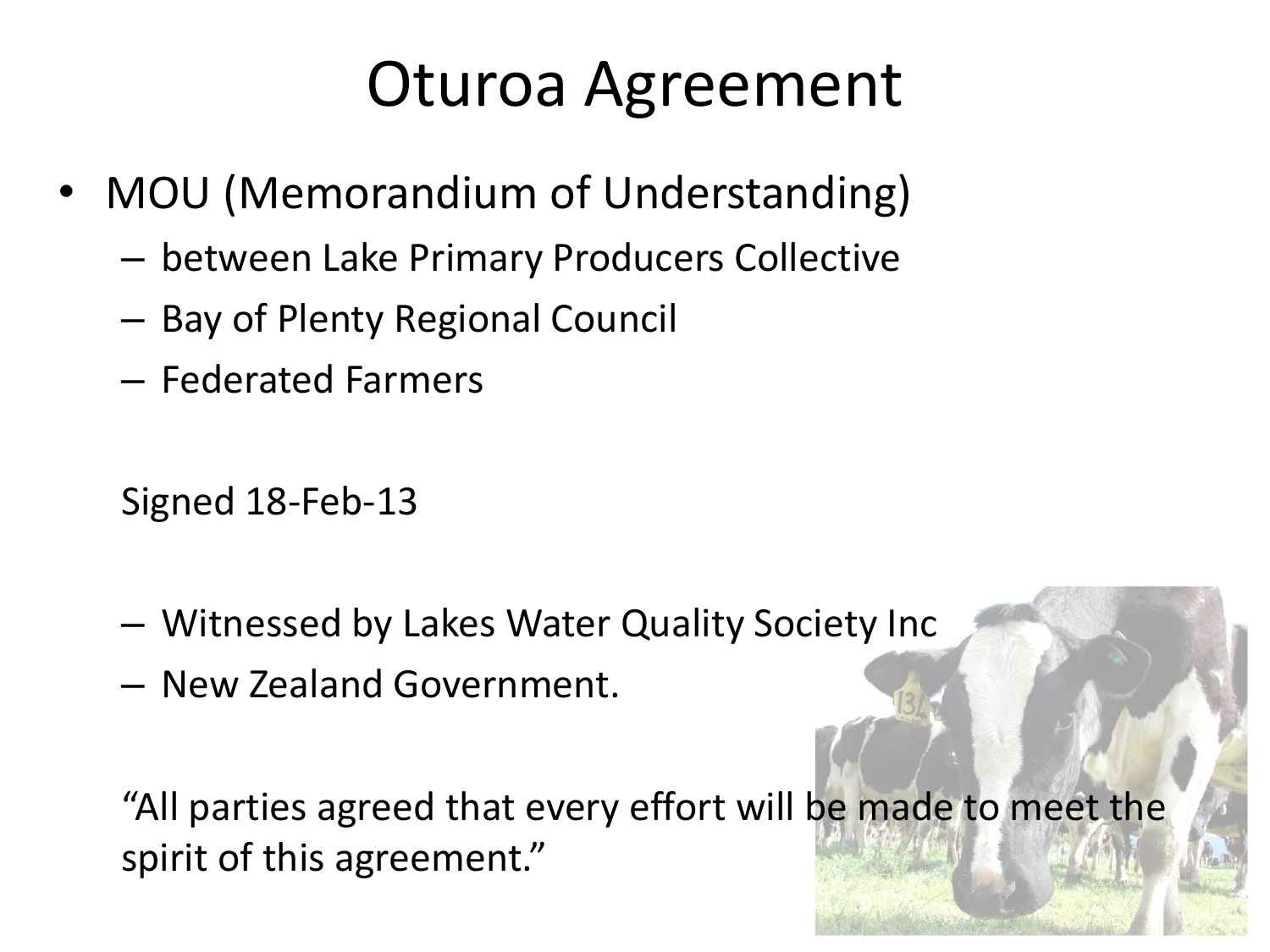# Oturoa Agreement

- MOU (Memorandum of Understanding)
  - between Lake Primary Producers Collective
  - Bay of Plenty Regional Council
  - Federated Farmers

  Signed 18-Feb-13

  - Witnessed by Lakes Water Quality Society Inc
  - New Zealand Government.

  "All parties agreed that every effort will be made to meet the spirit of this agreement."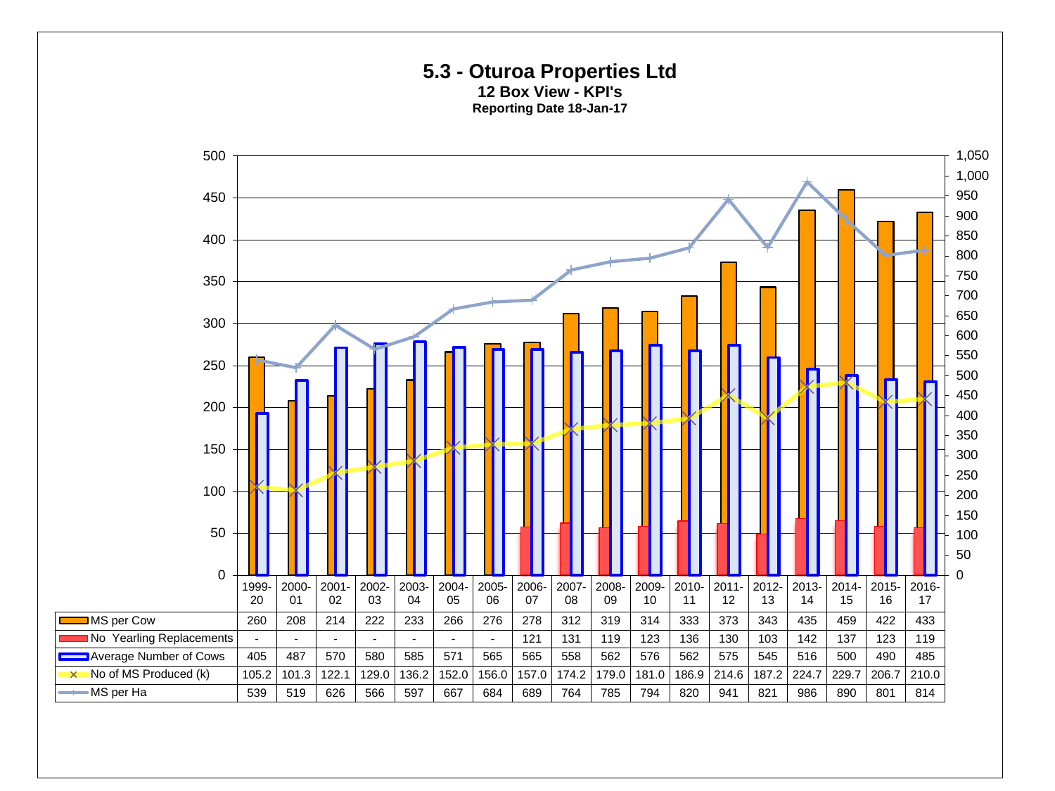# 5.3 - Oturoa Properties Ltd

**12 Box View - KPI's**

**Reporting Date 18-Jan-17**

| | 1999-20 | 2000-01 | 2001-02 | 2002-03 | 2003-04 | 2004-05 | 2005-06 | 2006-07 | 2007-08 | 2008-09 | 2009-10 | 2010-11 | 2011-12 | 2012-13 | 2013-14 | 2014-15 | 2015-16 | 2016-17 |
|---|---|---|---|---|---|---|---|---|---|---|---|---|---|---|---|---|---|---|
| MS per Cow | 260 | 208 | 214 | 222 | 233 | 266 | 276 | 278 | 312 | 319 | 314 | 333 | 373 | 343 | 435 | 459 | 422 | 433 |
| No Yearling Replacements | - | - | - | - | - | - | - | 121 | 131 | 119 | 123 | 136 | 130 | 103 | 142 | 137 | 123 | 119 |
| Average Number of Cows | 405 | 487 | 570 | 580 | 585 | 571 | 565 | 565 | 558 | 562 | 576 | 562 | 575 | 545 | 516 | 500 | 490 | 485 |
| No of MS Produced (k) | 105.2 | 101.3 | 122.1 | 129.0 | 136.2 | 152.0 | 156.0 | 157.0 | 174.2 | 179.0 | 181.0 | 186.9 | 214.6 | 187.2 | 224.7 | 229.7 | 206.7 | 210.0 |
| MS per Ha | 539 | 519 | 626 | 566 | 597 | 667 | 684 | 689 | 764 | 785 | 794 | 820 | 941 | 821 | 986 | 890 | 801 | 814 |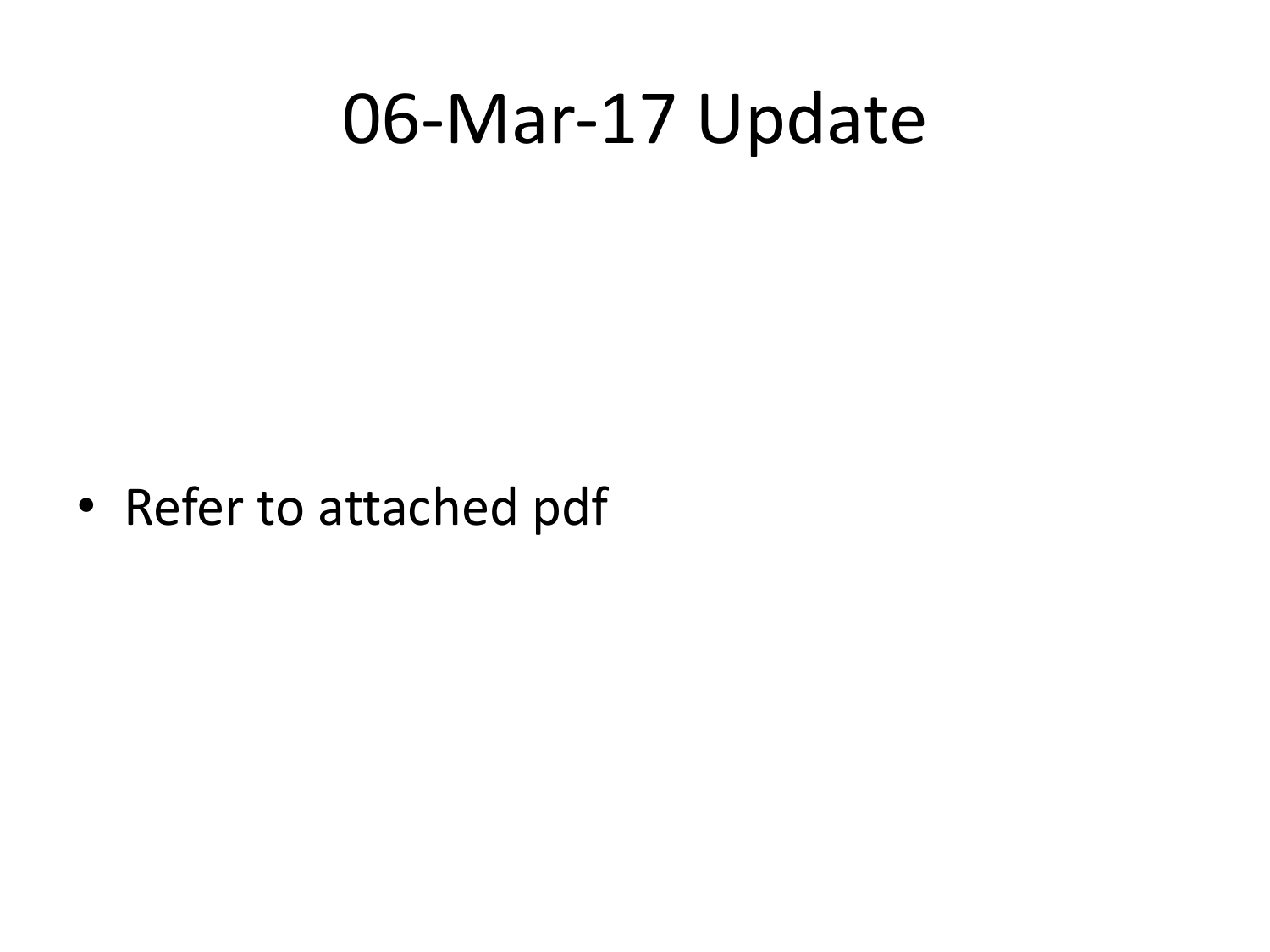# 06-Mar-17 Update

- Refer to attached pdf